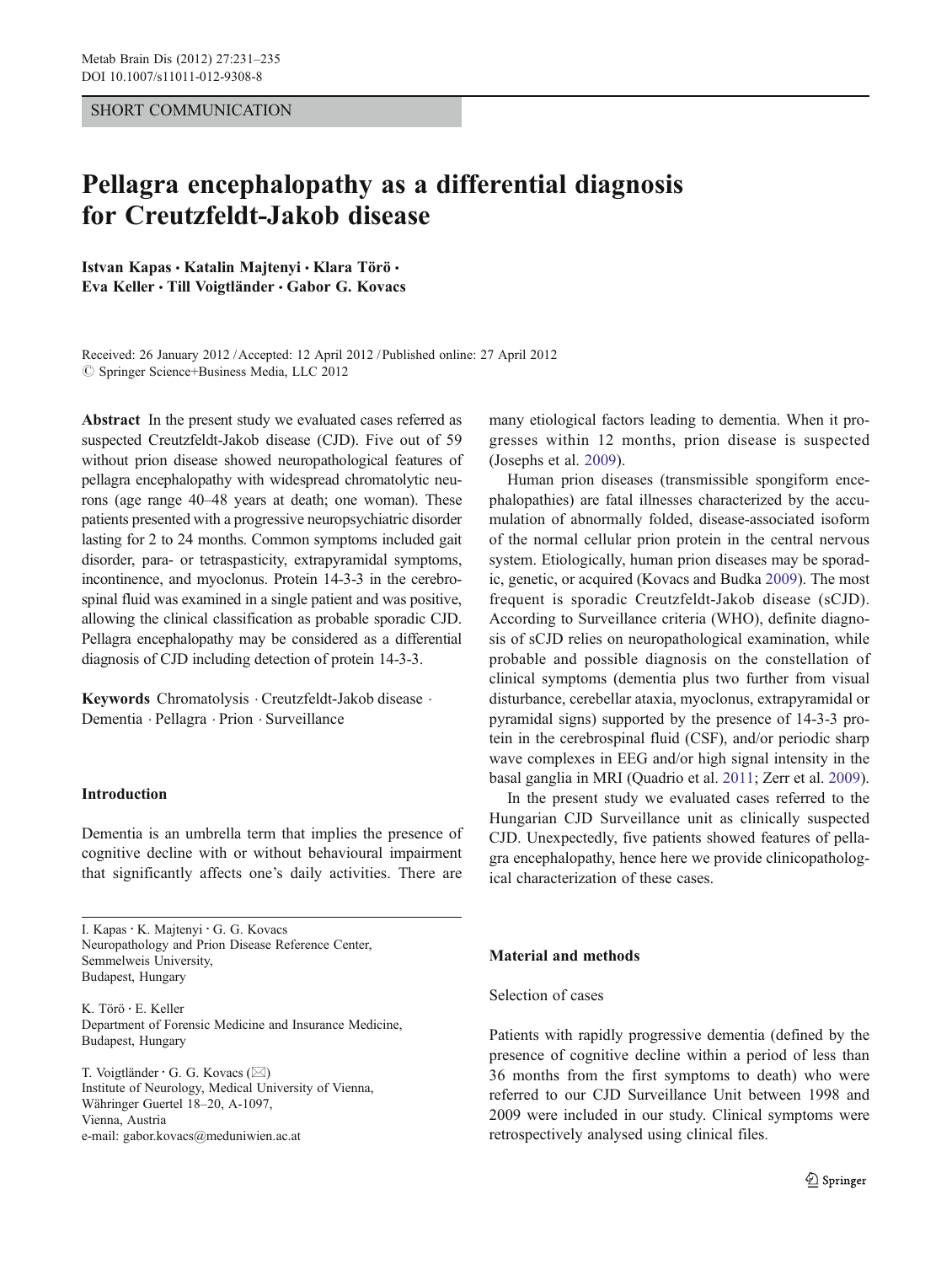SHORT COMMUNICATION

# Pellagra encephalopathy as a differential diagnosis for Creutzfeldt-Jakob disease

**Istvan Kapas · Katalin Majtenyi · Klara Törö · Eva Keller · Till Voigtländer · Gabor G. Kovacs**

Received: 26 January 2012 / Accepted: 12 April 2012 / Published online: 27 April 2012
© Springer Science+Business Media, LLC 2012

**Abstract** In the present study we evaluated cases referred as suspected Creutzfeldt-Jakob disease (CJD). Five out of 59 without prion disease showed neuropathological features of pellagra encephalopathy with widespread chromatolytic neurons (age range 40–48 years at death; one woman). These patients presented with a progressive neuropsychiatric disorder lasting for 2 to 24 months. Common symptoms included gait disorder, para- or tetraspasticity, extrapyramidal symptoms, incontinence, and myoclonus. Protein 14-3-3 in the cerebrospinal fluid was examined in a single patient and was positive, allowing the clinical classification as probable sporadic CJD. Pellagra encephalopathy may be considered as a differential diagnosis of CJD including detection of protein 14-3-3.

**Keywords** Chromatolysis · Creutzfeldt-Jakob disease · Dementia · Pellagra · Prion · Surveillance

I. Kapas · K. Majtenyi · G. G. Kovacs
Neuropathology and Prion Disease Reference Center, Semmelweis University, Budapest, Hungary

K. Törö · E. Keller
Department of Forensic Medicine and Insurance Medicine, Budapest, Hungary

T. Voigtländer · G. G. Kovacs (✉)
Institute of Neurology, Medical University of Vienna, Währinger Guertel 18–20, A-1097, Vienna, Austria
e-mail: gabor.kovacs@meduniwien.ac.at

## Introduction

Dementia is an umbrella term that implies the presence of cognitive decline with or without behavioural impairment that significantly affects one's daily activities. There are many etiological factors leading to dementia. When it progresses within 12 months, prion disease is suspected (Josephs et al. 2009).

Human prion diseases (transmissible spongiform encephalopathies) are fatal illnesses characterized by the accumulation of abnormally folded, disease-associated isoform of the normal cellular prion protein in the central nervous system. Etiologically, human prion diseases may be sporadic, genetic, or acquired (Kovacs and Budka 2009). The most frequent is sporadic Creutzfeldt-Jakob disease (sCJD). According to Surveillance criteria (WHO), definite diagnosis of sCJD relies on neuropathological examination, while probable and possible diagnosis on the constellation of clinical symptoms (dementia plus two further from visual disturbance, cerebellar ataxia, myoclonus, extrapyramidal or pyramidal signs) supported by the presence of 14-3-3 protein in the cerebrospinal fluid (CSF), and/or periodic sharp wave complexes in EEG and/or high signal intensity in the basal ganglia in MRI (Quadrio et al. 2011; Zerr et al. 2009).

In the present study we evaluated cases referred to the Hungarian CJD Surveillance unit as clinically suspected CJD. Unexpectedly, five patients showed features of pellagra encephalopathy, hence here we provide clinicopathological characterization of these cases.

## Material and methods

### Selection of cases

Patients with rapidly progressive dementia (defined by the presence of cognitive decline within a period of less than 36 months from the first symptoms to death) who were referred to our CJD Surveillance Unit between 1998 and 2009 were included in our study. Clinical symptoms were retrospectively analysed using clinical files.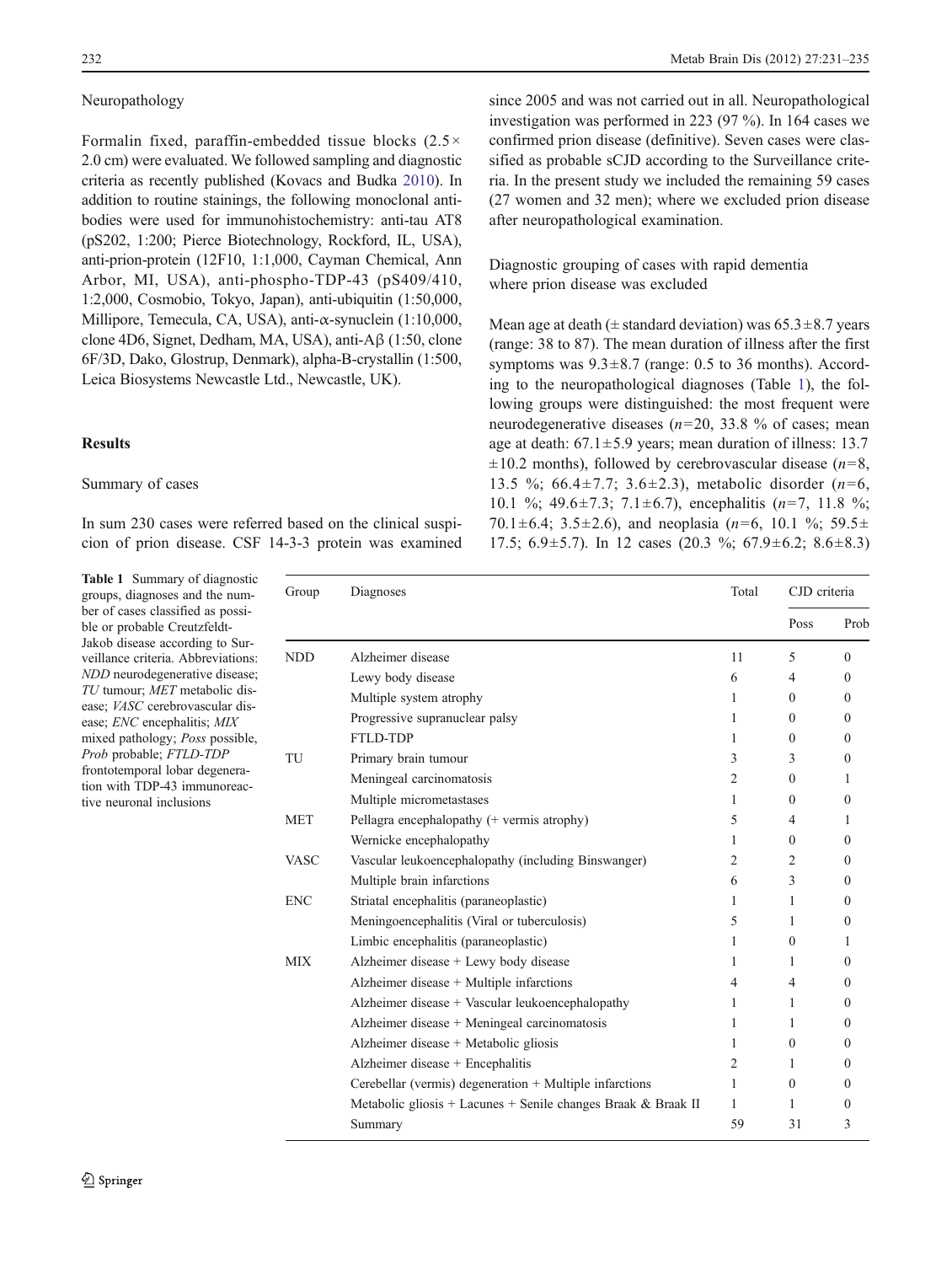### Neuropathology

Formalin fixed, paraffin-embedded tissue blocks (2.5× 2.0 cm) were evaluated. We followed sampling and diagnostic criteria as recently published (Kovacs and Budka 2010). In addition to routine stainings, the following monoclonal antibodies were used for immunohistochemistry: anti-tau AT8 (pS202, 1:200; Pierce Biotechnology, Rockford, IL, USA), anti-prion-protein (12F10, 1:1,000, Cayman Chemical, Ann Arbor, MI, USA), anti-phospho-TDP-43 (pS409/410, 1:2,000, Cosmobio, Tokyo, Japan), anti-ubiquitin (1:50,000, Millipore, Temecula, CA, USA), anti-α-synuclein (1:10,000, clone 4D6, Signet, Dedham, MA, USA), anti-Aβ (1:50, clone 6F/3D, Dako, Glostrup, Denmark), alpha-B-crystallin (1:500, Leica Biosystems Newcastle Ltd., Newcastle, UK).

## Results

### Summary of cases

In sum 230 cases were referred based on the clinical suspicion of prion disease. CSF 14-3-3 protein was examined since 2005 and was not carried out in all. Neuropathological investigation was performed in 223 (97 %). In 164 cases we confirmed prion disease (definitive). Seven cases were classified as probable sCJD according to the Surveillance criteria. In the present study we included the remaining 59 cases (27 women and 32 men); where we excluded prion disease after neuropathological examination.

### Diagnostic grouping of cases with rapid dementia where prion disease was excluded

Mean age at death (± standard deviation) was 65.3±8.7 years (range: 38 to 87). The mean duration of illness after the first symptoms was 9.3±8.7 (range: 0.5 to 36 months). According to the neuropathological diagnoses (Table 1), the following groups were distinguished: the most frequent were neurodegenerative diseases (*n*=20, 33.8 % of cases; mean age at death: 67.1±5.9 years; mean duration of illness: 13.7 ±10.2 months), followed by cerebrovascular disease (*n*=8, 13.5 %; 66.4±7.7; 3.6±2.3), metabolic disorder (*n*=6, 10.1 %; 49.6±7.3; 7.1±6.7), encephalitis (*n*=7, 11.8 %; 70.1±6.4; 3.5±2.6), and neoplasia (*n*=6, 10.1 %; 59.5± 17.5; 6.9±5.7). In 12 cases (20.3 %; 67.9±6.2; 8.6±8.3)

**Table 1** Summary of diagnostic groups, diagnoses and the number of cases classified as possible or probable Creutzfeldt-Jakob disease according to Surveillance criteria. Abbreviations: *NDD* neurodegenerative disease; *TU* tumour; *MET* metabolic disease; *VASC* cerebrovascular disease; *ENC* encephalitis; *MIX* mixed pathology; *Poss* possible, *Prob* probable; *FTLD-TDP* frontotemporal lobar degeneration with TDP-43 immunoreactive neuronal inclusions

| Group | Diagnoses | Total | CJD criteria | |
|---|---|---|---|---|
| | | | Poss | Prob |
| NDD | Alzheimer disease | 11 | 5 | 0 |
| | Lewy body disease | 6 | 4 | 0 |
| | Multiple system atrophy | 1 | 0 | 0 |
| | Progressive supranuclear palsy | 1 | 0 | 0 |
| | FTLD-TDP | 1 | 0 | 0 |
| TU | Primary brain tumour | 3 | 3 | 0 |
| | Meningeal carcinomatosis | 2 | 0 | 1 |
| | Multiple micrometastases | 1 | 0 | 0 |
| MET | Pellagra encephalopathy (+ vermis atrophy) | 5 | 4 | 1 |
| | Wernicke encephalopathy | 1 | 0 | 0 |
| VASC | Vascular leukoencephalopathy (including Binswanger) | 2 | 2 | 0 |
| | Multiple brain infarctions | 6 | 3 | 0 |
| ENC | Striatal encephalitis (paraneoplastic) | 1 | 1 | 0 |
| | Meningoencephalitis (Viral or tuberculosis) | 5 | 1 | 0 |
| | Limbic encephalitis (paraneoplastic) | 1 | 0 | 1 |
| MIX | Alzheimer disease + Lewy body disease | 1 | 1 | 0 |
| | Alzheimer disease + Multiple infarctions | 4 | 4 | 0 |
| | Alzheimer disease + Vascular leukoencephalopathy | 1 | 1 | 0 |
| | Alzheimer disease + Meningeal carcinomatosis | 1 | 1 | 0 |
| | Alzheimer disease + Metabolic gliosis | 1 | 0 | 0 |
| | Alzheimer disease + Encephalitis | 2 | 1 | 0 |
| | Cerebellar (vermis) degeneration + Multiple infarctions | 1 | 0 | 0 |
| | Metabolic gliosis + Lacunes + Senile changes Braak & Braak II | 1 | 1 | 0 |
| | Summary | 59 | 31 | 3 |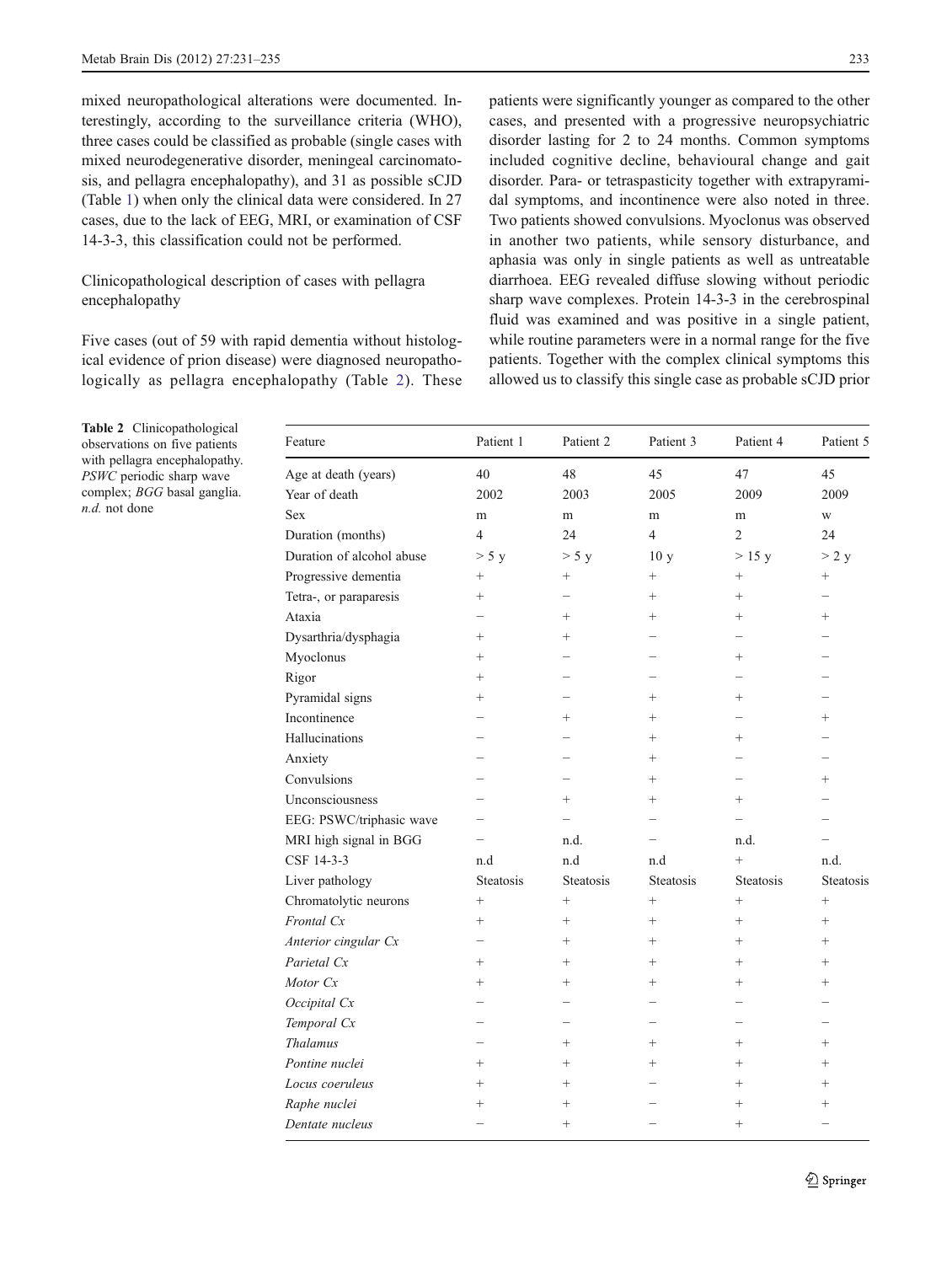mixed neuropathological alterations were documented. Interestingly, according to the surveillance criteria (WHO), three cases could be classified as probable (single cases with mixed neurodegenerative disorder, meningeal carcinomatosis, and pellagra encephalopathy), and 31 as possible sCJD (Table 1) when only the clinical data were considered. In 27 cases, due to the lack of EEG, MRI, or examination of CSF 14-3-3, this classification could not be performed.

### Clinicopathological description of cases with pellagra encephalopathy

Five cases (out of 59 with rapid dementia without histological evidence of prion disease) were diagnosed neuropathologically as pellagra encephalopathy (Table 2). These patients were significantly younger as compared to the other cases, and presented with a progressive neuropsychiatric disorder lasting for 2 to 24 months. Common symptoms included cognitive decline, behavioural change and gait disorder. Para- or tetraspasticity together with extrapyramidal symptoms, and incontinence were also noted in three. Two patients showed convulsions. Myoclonus was observed in another two patients, while sensory disturbance, and aphasia was only in single patients as well as untreatable diarrhoea. EEG revealed diffuse slowing without periodic sharp wave complexes. Protein 14-3-3 in the cerebrospinal fluid was examined and was positive in a single patient, while routine parameters were in a normal range for the five patients. Together with the complex clinical symptoms this allowed us to classify this single case as probable sCJD prior

**Table 2** Clinicopathological observations on five patients with pellagra encephalopathy. *PSWC* periodic sharp wave complex; *BGG* basal ganglia. *n.d.* not done

| Feature | Patient 1 | Patient 2 | Patient 3 | Patient 4 | Patient 5 |
|---|---|---|---|---|---|
| Age at death (years) | 40 | 48 | 45 | 47 | 45 |
| Year of death | 2002 | 2003 | 2005 | 2009 | 2009 |
| Sex | m | m | m | m | w |
| Duration (months) | 4 | 24 | 4 | 2 | 24 |
| Duration of alcohol abuse | > 5 y | > 5 y | 10 y | > 15 y | > 2 y |
| Progressive dementia | + | + | + | + | + |
| Tetra-, or paraparesis | + | − | + | + | − |
| Ataxia | − | + | + | + | + |
| Dysarthria/dysphagia | + | + | − | − | − |
| Myoclonus | + | − | − | + | − |
| Rigor | + | − | − | − | − |
| Pyramidal signs | + | − | + | + | − |
| Incontinence | − | + | + | − | + |
| Hallucinations | − | − | + | + | − |
| Anxiety | − | − | + | − | − |
| Convulsions | − | − | + | − | + |
| Unconsciousness | − | + | + | + | − |
| EEG: PSWC/triphasic wave | − | − | − | − | − |
| MRI high signal in BGG | − | n.d. | − | n.d. | − |
| CSF 14-3-3 | n.d | n.d | n.d | + | n.d. |
| Liver pathology | Steatosis | Steatosis | Steatosis | Steatosis | Steatosis |
| Chromatolytic neurons | + | + | + | + | + |
| *Frontal Cx* | + | + | + | + | + |
| *Anterior cingular Cx* | − | + | + | + | + |
| *Parietal Cx* | + | + | + | + | + |
| *Motor Cx* | + | + | + | + | + |
| *Occipital Cx* | − | − | − | − | − |
| *Temporal Cx* | − | − | − | − | − |
| *Thalamus* | − | + | + | + | + |
| *Pontine nuclei* | + | + | + | + | + |
| *Locus coeruleus* | + | + | − | + | + |
| *Raphe nuclei* | + | + | − | + | + |
| *Dentate nucleus* | − | + | − | + | − |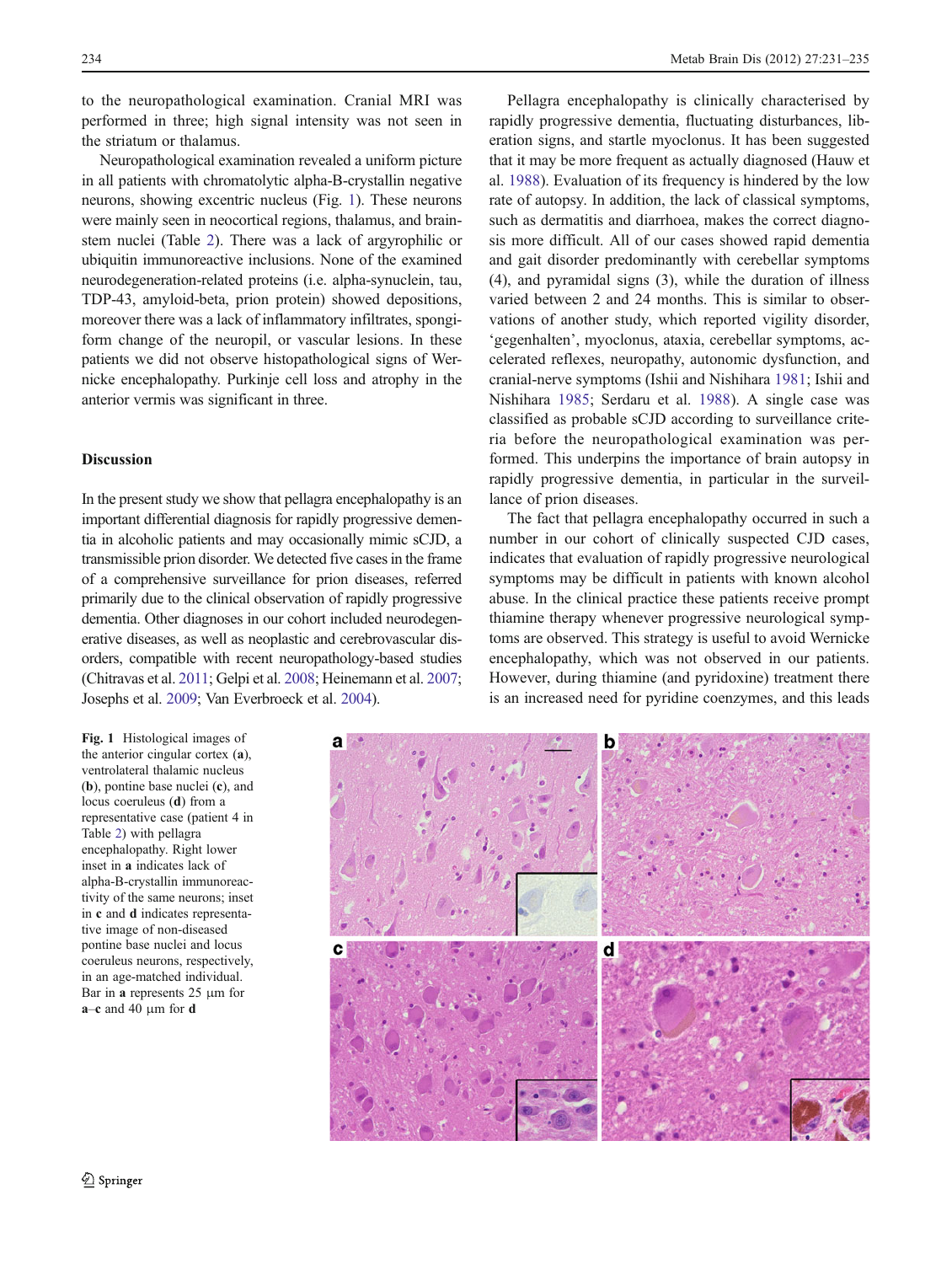to the neuropathological examination. Cranial MRI was performed in three; high signal intensity was not seen in the striatum or thalamus.

Neuropathological examination revealed a uniform picture in all patients with chromatolytic alpha-B-crystallin negative neurons, showing excentric nucleus (Fig. 1). These neurons were mainly seen in neocortical regions, thalamus, and brainstem nuclei (Table 2). There was a lack of argyrophilic or ubiquitin immunoreactive inclusions. None of the examined neurodegeneration-related proteins (i.e. alpha-synuclein, tau, TDP-43, amyloid-beta, prion protein) showed depositions, moreover there was a lack of inflammatory infiltrates, spongiform change of the neuropil, or vascular lesions. In these patients we did not observe histopathological signs of Wernicke encephalopathy. Purkinje cell loss and atrophy in the anterior vermis was significant in three.

## Discussion

In the present study we show that pellagra encephalopathy is an important differential diagnosis for rapidly progressive dementia in alcoholic patients and may occasionally mimic sCJD, a transmissible prion disorder. We detected five cases in the frame of a comprehensive surveillance for prion diseases, referred primarily due to the clinical observation of rapidly progressive dementia. Other diagnoses in our cohort included neurodegenerative diseases, as well as neoplastic and cerebrovascular disorders, compatible with recent neuropathology-based studies (Chitravas et al. 2011; Gelpi et al. 2008; Heinemann et al. 2007; Josephs et al. 2009; Van Everbroeck et al. 2004).

Pellagra encephalopathy is clinically characterised by rapidly progressive dementia, fluctuating disturbances, liberation signs, and startle myoclonus. It has been suggested that it may be more frequent as actually diagnosed (Hauw et al. 1988). Evaluation of its frequency is hindered by the low rate of autopsy. In addition, the lack of classical symptoms, such as dermatitis and diarrhoea, makes the correct diagnosis more difficult. All of our cases showed rapid dementia and gait disorder predominantly with cerebellar symptoms (4), and pyramidal signs (3), while the duration of illness varied between 2 and 24 months. This is similar to observations of another study, which reported vigility disorder, 'gegenhalten', myoclonus, ataxia, cerebellar symptoms, accelerated reflexes, neuropathy, autonomic dysfunction, and cranial-nerve symptoms (Ishii and Nishihara 1981; Ishii and Nishihara 1985; Serdaru et al. 1988). A single case was classified as probable sCJD according to surveillance criteria before the neuropathological examination was performed. This underpins the importance of brain autopsy in rapidly progressive dementia, in particular in the surveillance of prion diseases.

The fact that pellagra encephalopathy occurred in such a number in our cohort of clinically suspected CJD cases, indicates that evaluation of rapidly progressive neurological symptoms may be difficult in patients with known alcohol abuse. In the clinical practice these patients receive prompt thiamine therapy whenever progressive neurological symptoms are observed. This strategy is useful to avoid Wernicke encephalopathy, which was not observed in our patients. However, during thiamine (and pyridoxine) treatment there is an increased need for pyridine coenzymes, and this leads

**Fig. 1** Histological images of the anterior cingular cortex (**a**), ventrolateral thalamic nucleus (**b**), pontine base nuclei (**c**), and locus coeruleus (**d**) from a representative case (patient 4 in Table 2) with pellagra encephalopathy. Right lower inset in **a** indicates lack of alpha-B-crystallin immunoreactivity of the same neurons; inset in **c** and **d** indicates representative image of non-diseased pontine base nuclei and locus coeruleus neurons, respectively, in an age-matched individual. Bar in **a** represents 25 μm for **a**–**c** and 40 μm for **d**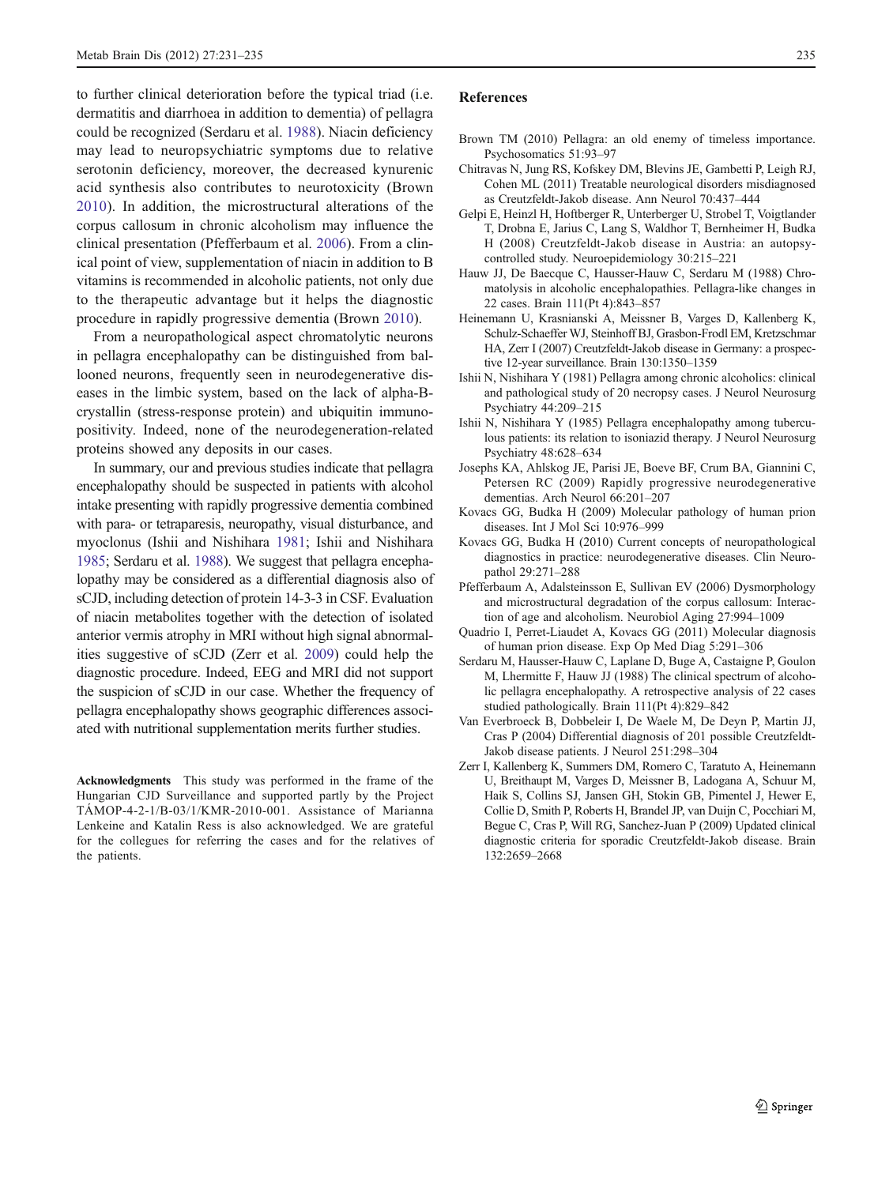to further clinical deterioration before the typical triad (i.e. dermatitis and diarrhoea in addition to dementia) of pellagra could be recognized (Serdaru et al. 1988). Niacin deficiency may lead to neuropsychiatric symptoms due to relative serotonin deficiency, moreover, the decreased kynurenic acid synthesis also contributes to neurotoxicity (Brown 2010). In addition, the microstructural alterations of the corpus callosum in chronic alcoholism may influence the clinical presentation (Pfefferbaum et al. 2006). From a clinical point of view, supplementation of niacin in addition to B vitamins is recommended in alcoholic patients, not only due to the therapeutic advantage but it helps the diagnostic procedure in rapidly progressive dementia (Brown 2010).

From a neuropathological aspect chromatolytic neurons in pellagra encephalopathy can be distinguished from ballooned neurons, frequently seen in neurodegenerative diseases in the limbic system, based on the lack of alpha-B-crystallin (stress-response protein) and ubiquitin immunopositivity. Indeed, none of the neurodegeneration-related proteins showed any deposits in our cases.

In summary, our and previous studies indicate that pellagra encephalopathy should be suspected in patients with alcohol intake presenting with rapidly progressive dementia combined with para- or tetraparesis, neuropathy, visual disturbance, and myoclonus (Ishii and Nishihara 1981; Ishii and Nishihara 1985; Serdaru et al. 1988). We suggest that pellagra encephalopathy may be considered as a differential diagnosis also of sCJD, including detection of protein 14-3-3 in CSF. Evaluation of niacin metabolites together with the detection of isolated anterior vermis atrophy in MRI without high signal abnormalities suggestive of sCJD (Zerr et al. 2009) could help the diagnostic procedure. Indeed, EEG and MRI did not support the suspicion of sCJD in our case. Whether the frequency of pellagra encephalopathy shows geographic differences associated with nutritional supplementation merits further studies.

**Acknowledgments** This study was performed in the frame of the Hungarian CJD Surveillance and supported partly by the Project TÁMOP-4-2-1/B-03/1/KMR-2010-001. Assistance of Marianna Lenkeine and Katalin Ress is also acknowledged. We are grateful for the collegues for referring the cases and for the relatives of the patients.

## References

Brown TM (2010) Pellagra: an old enemy of timeless importance. Psychosomatics 51:93–97

Chitravas N, Jung RS, Kofskey DM, Blevins JE, Gambetti P, Leigh RJ, Cohen ML (2011) Treatable neurological disorders misdiagnosed as Creutzfeldt-Jakob disease. Ann Neurol 70:437–444

Gelpi E, Heinzl H, Hoftberger R, Unterberger U, Strobel T, Voigtlander T, Drobna E, Jarius C, Lang S, Waldhor T, Bernheimer H, Budka H (2008) Creutzfeldt-Jakob disease in Austria: an autopsy-controlled study. Neuroepidemiology 30:215–221

Hauw JJ, De Baecque C, Hausser-Hauw C, Serdaru M (1988) Chromatolysis in alcoholic encephalopathies. Pellagra-like changes in 22 cases. Brain 111(Pt 4):843–857

Heinemann U, Krasnianski A, Meissner B, Varges D, Kallenberg K, Schulz-Schaeffer WJ, Steinhoff BJ, Grasbon-Frodl EM, Kretzschmar HA, Zerr I (2007) Creutzfeldt-Jakob disease in Germany: a prospective 12-year surveillance. Brain 130:1350–1359

Ishii N, Nishihara Y (1981) Pellagra among chronic alcoholics: clinical and pathological study of 20 necropsy cases. J Neurol Neurosurg Psychiatry 44:209–215

Ishii N, Nishihara Y (1985) Pellagra encephalopathy among tuberculous patients: its relation to isoniazid therapy. J Neurol Neurosurg Psychiatry 48:628–634

Josephs KA, Ahlskog JE, Parisi JE, Boeve BF, Crum BA, Giannini C, Petersen RC (2009) Rapidly progressive neurodegenerative dementias. Arch Neurol 66:201–207

Kovacs GG, Budka H (2009) Molecular pathology of human prion diseases. Int J Mol Sci 10:976–999

Kovacs GG, Budka H (2010) Current concepts of neuropathological diagnostics in practice: neurodegenerative diseases. Clin Neuropathol 29:271–288

Pfefferbaum A, Adalsteinsson E, Sullivan EV (2006) Dysmorphology and microstructural degradation of the corpus callosum: Interaction of age and alcoholism. Neurobiol Aging 27:994–1009

Quadrio I, Perret-Liaudet A, Kovacs GG (2011) Molecular diagnosis of human prion disease. Exp Op Med Diag 5:291–306

Serdaru M, Hausser-Hauw C, Laplane D, Buge A, Castaigne P, Goulon M, Lhermitte F, Hauw JJ (1988) The clinical spectrum of alcoholic pellagra encephalopathy. A retrospective analysis of 22 cases studied pathologically. Brain 111(Pt 4):829–842

Van Everbroeck B, Dobbeleir I, De Waele M, De Deyn P, Martin JJ, Cras P (2004) Differential diagnosis of 201 possible Creutzfeldt-Jakob disease patients. J Neurol 251:298–304

Zerr I, Kallenberg K, Summers DM, Romero C, Taratuto A, Heinemann U, Breithaupt M, Varges D, Meissner B, Ladogana A, Schuur M, Haik S, Collins SJ, Jansen GH, Stokin GB, Pimentel J, Hewer E, Collie D, Smith P, Roberts H, Brandel JP, van Duijn C, Pocchiari M, Begue C, Cras P, Will RG, Sanchez-Juan P (2009) Updated clinical diagnostic criteria for sporadic Creutzfeldt-Jakob disease. Brain 132:2659–2668